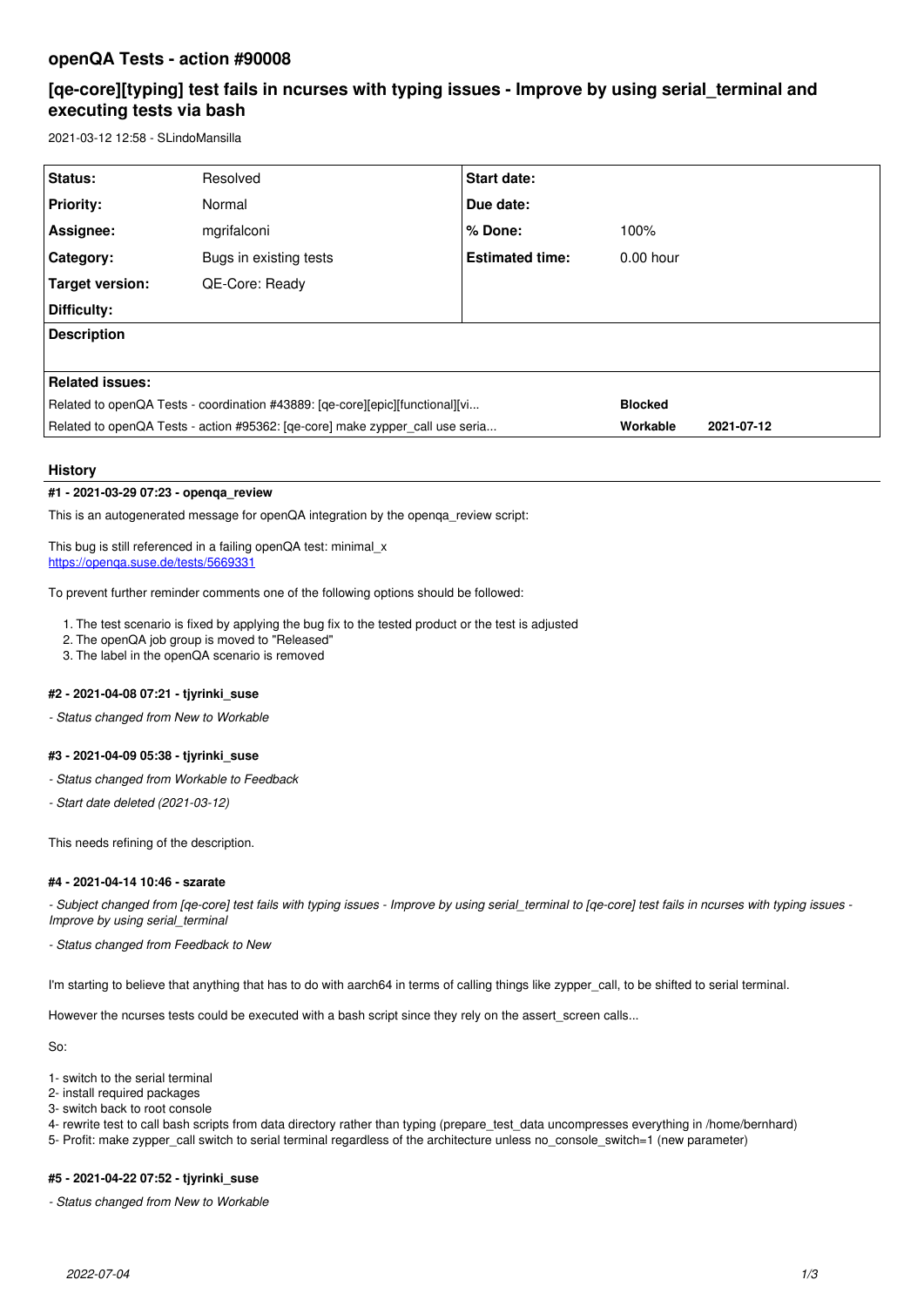# openQA Tests - action #90008

## [qe-core][typing] test fails in ncurses with typing issues - Improve by using serial_terminal and executing tests via bash

2021-03-12 12:58 - SLindoMansilla

| Status: | Resolved | Start date: | |
|---|---|---|---|
| Priority: | Normal | Due date: | |
| Assignee: | mgrifalconi | % Done: | 100% |
| Category: | Bugs in existing tests | Estimated time: | 0.00 hour |
| Target version: | QE-Core: Ready | | |
| Difficulty: | | | |

**Description**

**Related issues:**

| | | |
|---|---|---|
| Related to openQA Tests - coordination #43889: [qe-core][epic][functional][vi... | **Blocked** | |
| Related to openQA Tests - action #95362: [qe-core] make zypper_call use seria... | **Workable** | **2021-07-12** |

### History

#### #1 - 2021-03-29 07:23 - openqa_review

This is an autogenerated message for openQA integration by the openqa_review script:

This bug is still referenced in a failing openQA test: minimal_x
https://openqa.suse.de/tests/5669331

To prevent further reminder comments one of the following options should be followed:

1. The test scenario is fixed by applying the bug fix to the tested product or the test is adjusted
2. The openQA job group is moved to "Released"
3. The label in the openQA scenario is removed

#### #2 - 2021-04-08 07:21 - tjyrinki_suse

*- Status changed from New to Workable*

#### #3 - 2021-04-09 05:38 - tjyrinki_suse

*- Status changed from Workable to Feedback*

*- Start date deleted (2021-03-12)*

This needs refining of the description.

#### #4 - 2021-04-14 10:46 - szarate

*- Subject changed from [qe-core] test fails with typing issues - Improve by using serial_terminal to [qe-core] test fails in ncurses with typing issues - Improve by using serial_terminal*

*- Status changed from Feedback to New*

I'm starting to believe that anything that has to do with aarch64 in terms of calling things like zypper_call, to be shifted to serial terminal.

However the ncurses tests could be executed with a bash script since they rely on the assert_screen calls...

So:

1- switch to the serial terminal
2- install required packages
3- switch back to root console
4- rewrite test to call bash scripts from data directory rather than typing (prepare_test_data uncompresses everything in /home/bernhard)
5- Profit: make zypper_call switch to serial terminal regardless of the architecture unless no_console_switch=1 (new parameter)

#### #5 - 2021-04-22 07:52 - tjyrinki_suse

*- Status changed from New to Workable*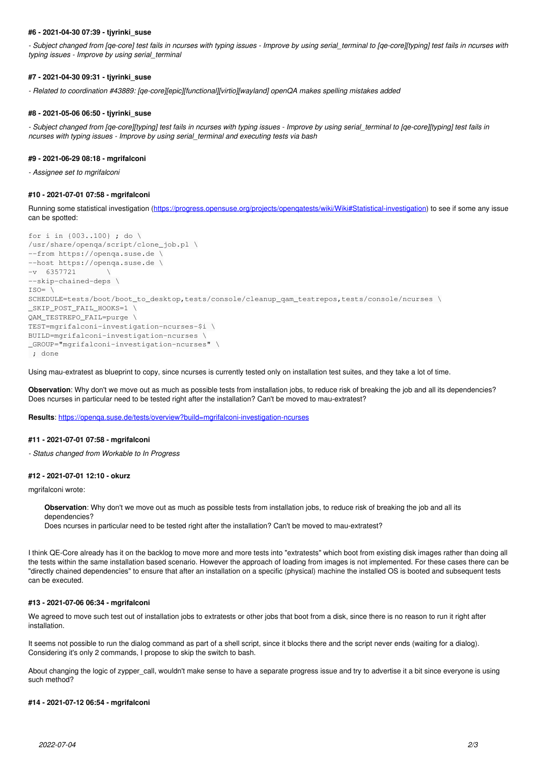#### #6 - 2021-04-30 07:39 - tjyrinki_suse

*- Subject changed from [qe-core] test fails in ncurses with typing issues - Improve by using serial_terminal to [qe-core][typing] test fails in ncurses with typing issues - Improve by using serial_terminal*

#### #7 - 2021-04-30 09:31 - tjyrinki_suse

*- Related to coordination #43889: [qe-core][epic][functional][virtio][wayland] openQA makes spelling mistakes added*

#### #8 - 2021-05-06 06:50 - tjyrinki_suse

*- Subject changed from [qe-core][typing] test fails in ncurses with typing issues - Improve by using serial_terminal to [qe-core][typing] test fails in ncurses with typing issues - Improve by using serial_terminal and executing tests via bash*

#### #9 - 2021-06-29 08:18 - mgrifalconi

*- Assignee set to mgrifalconi*

#### #10 - 2021-07-01 07:58 - mgrifalconi

Running some statistical investigation (https://progress.opensuse.org/projects/openqatests/wiki/Wiki#Statistical-investigation) to see if some any issue can be spotted:

```
for i in {003..100} ; do \
/usr/share/openqa/script/clone_job.pl \
--from https://openqa.suse.de \
--host https://openqa.suse.de \
-v  6357721        \
--skip-chained-deps \
ISO= \
SCHEDULE=tests/boot/boot_to_desktop,tests/console/cleanup_qam_testrepos,tests/console/ncurses \
_SKIP_POST_FAIL_HOOKS=1 \
QAM_TESTREPO_FAIL=purge \
TEST=mgrifalconi-investigation-ncurses-$i \
BUILD=mgrifalconi-investigation-ncurses \
_GROUP="mgrifalconi-investigation-ncurses" \
 ; done
```

Using mau-extratest as blueprint to copy, since ncurses is currently tested only on installation test suites, and they take a lot of time.

**Observation**: Why don't we move out as much as possible tests from installation jobs, to reduce risk of breaking the job and all its dependencies? Does ncurses in particular need to be tested right after the installation? Can't be moved to mau-extratest?

**Results**: https://openqa.suse.de/tests/overview?build=mgrifalconi-investigation-ncurses

#### #11 - 2021-07-01 07:58 - mgrifalconi

*- Status changed from Workable to In Progress*

#### #12 - 2021-07-01 12:10 - okurz

mgrifalconi wrote:

> **Observation**: Why don't we move out as much as possible tests from installation jobs, to reduce risk of breaking the job and all its dependencies?
> Does ncurses in particular need to be tested right after the installation? Can't be moved to mau-extratest?

I think QE-Core already has it on the backlog to move more and more tests into "extratests" which boot from existing disk images rather than doing all the tests within the same installation based scenario. However the approach of loading from images is not implemented. For these cases there can be "directly chained dependencies" to ensure that after an installation on a specific (physical) machine the installed OS is booted and subsequent tests can be executed.

#### #13 - 2021-07-06 06:34 - mgrifalconi

We agreed to move such test out of installation jobs to extratests or other jobs that boot from a disk, since there is no reason to run it right after installation.

It seems not possible to run the dialog command as part of a shell script, since it blocks there and the script never ends (waiting for a dialog). Considering it's only 2 commands, I propose to skip the switch to bash.

About changing the logic of zypper_call, wouldn't make sense to have a separate progress issue and try to advertise it a bit since everyone is using such method?

#### #14 - 2021-07-12 06:54 - mgrifalconi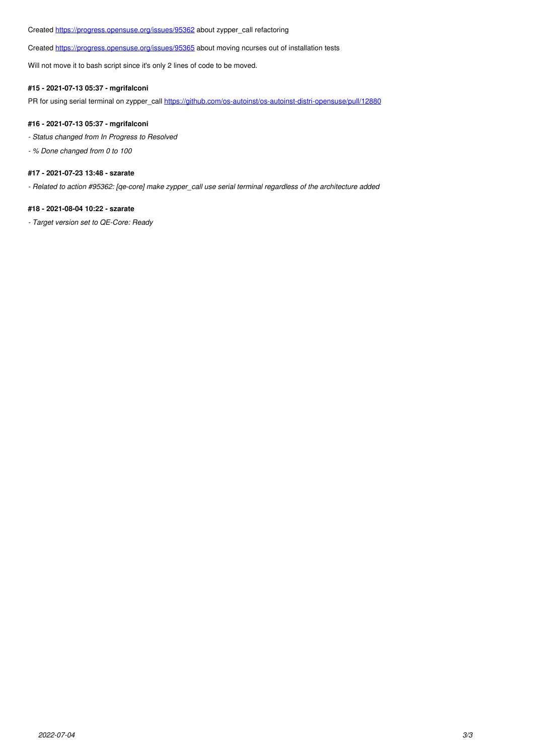Created https://progress.opensuse.org/issues/95362 about zypper_call refactoring

Created https://progress.opensuse.org/issues/95365 about moving ncurses out of installation tests

Will not move it to bash script since it's only 2 lines of code to be moved.

#### #15 - 2021-07-13 05:37 - mgrifalconi

PR for using serial terminal on zypper_call https://github.com/os-autoinst/os-autoinst-distri-opensuse/pull/12880

#### #16 - 2021-07-13 05:37 - mgrifalconi

*- Status changed from In Progress to Resolved*

*- % Done changed from 0 to 100*

#### #17 - 2021-07-23 13:48 - szarate

*- Related to action #95362: [qe-core] make zypper_call use serial terminal regardless of the architecture added*

#### #18 - 2021-08-04 10:22 - szarate

*- Target version set to QE-Core: Ready*